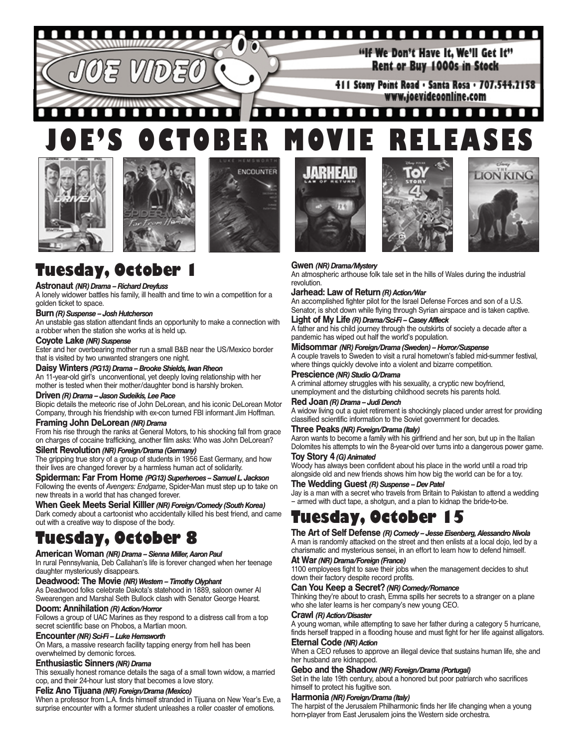JOE VIDEO

"If We Don't Have It, We'll Get It"
Rent or Buy 1000s in Stock

411 Stony Point Road • Santa Rosa • 707.544.2158
www.joevideoonline.com

# JOE'S OCTOBER MOVIE RELEASES

## Tuesday, October 1

**Astronaut** *(NR) Drama – Richard Dreyfuss*
A lonely widower battles his family, ill health and time to win a competition for a golden ticket to space.

**Burn** *(R) Suspense – Josh Hutcherson*
An unstable gas station attendant finds an opportunity to make a connection with a robber when the station she works at is held up.

**Coyote Lake** *(NR) Suspense*
Ester and her overbearing mother run a small B&B near the US/Mexico border that is visited by two unwanted strangers one night.

**Daisy Winters** *(PG13) Drama – Brooke Shields, Iwan Rheon*
An 11-year-old girl's unconventional, yet deeply loving relationship with her mother is tested when their mother/daughter bond is harshly broken.

**Driven** *(R) Drama – Jason Sudeikis, Lee Pace*
Biopic details the meteoric rise of John DeLorean, and his iconic DeLorean Motor Company, through his friendship with ex-con turned FBI informant Jim Hoffman.

**Framing John DeLorean** *(NR) Drama*
From his rise through the ranks at General Motors, to his shocking fall from grace on charges of cocaine trafficking, another film asks: Who was John DeLorean?

**Silent Revolution** *(NR) Foreign/Drama (Germany)*
The gripping true story of a group of students in 1956 East Germany, and how their lives are changed forever by a harmless human act of solidarity.

**Spiderman: Far From Home** *(PG13) Superheroes – Samuel L. Jackson*
Following the events of *Avengers: Endgame*, Spider-Man must step up to take on new threats in a world that has changed forever.

**When Geek Meets Serial Killler** *(NR) Foreign/Comedy (South Korea)*
Dark comedy about a cartoonist who accidentally killed his best friend, and came out with a creative way to dispose of the body.

## Tuesday, October 8

**American Woman** *(NR) Drama – Sienna Miller, Aaron Paul*
In rural Pennsylvania, Deb Callahan's life is forever changed when her teenage daughter mysteriously disappears.

**Deadwood: The Movie** *(NR) Western – Timothy Olyphant*
As Deadwood folks celebrate Dakota's statehood in 1889, saloon owner Al Swearengen and Marshal Seth Bullock clash with Senator George Hearst.

**Doom: Annihilation** *(R) Action/Horror*
Follows a group of UAC Marines as they respond to a distress call from a top secret scientific base on Phobos, a Martian moon.

**Encounter** *(NR) Sci-Fi – Luke Hemsworth*
On Mars, a massive research facility tapping energy from hell has been overwhelmed by demonic forces.

**Enthusiastic Sinners** *(NR) Drama*
This sexually honest romance details the saga of a small town widow, a married cop, and their 24-hour lust story that becomes a love story.

**Feliz Ano Tijuana** *(NR) Foreign/Drama (Mexico)*
When a professor from L.A. finds himself stranded in Tijuana on New Year's Eve, a surprise encounter with a former student unleashes a roller coaster of emotions.

**Gwen** *(NR) Drama/Mystery*
An atmospheric arthouse folk tale set in the hills of Wales during the industrial revolution.

**Jarhead: Law of Return** *(R) Action/War*
An accomplished fighter pilot for the Israel Defense Forces and son of a U.S. Senator, is shot down while flying through Syrian airspace and is taken captive.

**Light of My Life** *(R) Drama/Sci-Fi – Casey Affleck*
A father and his child journey through the outskirts of society a decade after a pandemic has wiped out half the world's population.

**Midsommar** *(NR) Foreign/Drama (Sweden) – Horror/Suspense*
A couple travels to Sweden to visit a rural hometown's fabled mid-summer festival, where things quickly devolve into a violent and bizarre competition.

**Prescience** *(NR) Studio Q/Drama*
A criminal attorney struggles with his sexuality, a cryptic new boyfriend, unemployment and the disturbing childhood secrets his parents hold.

**Red Joan** *(R) Drama – Judi Dench*
A widow living out a quiet retirement is shockingly placed under arrest for providing classified scientific information to the Soviet government for decades.

**Three Peaks** *(NR) Foreign/Drama (Italy)*
Aaron wants to become a family with his girlfriend and her son, but up in the Italian Dolomites his attempts to win the 8-year-old over turns into a dangerous power game.

**Toy Story 4** *(G) Animated*
Woody has always been confident about his place in the world until a road trip alongside old and new friends shows him how big the world can be for a toy.

**The Wedding Guest** *(R) Suspense – Dev Patel*
Jay is a man with a secret who travels from Britain to Pakistan to attend a wedding – armed with duct tape, a shotgun, and a plan to kidnap the bride-to-be.

## Tuesday, October 15

**The Art of Self Defense** *(R) Comedy – Jesse Eisenberg, Alessandro Nivola*
A man is randomly attacked on the street and then enlists at a local dojo, led by a charismatic and mysterious sensei, in an effort to learn how to defend himself.

**At War** *(NR) Drama/Foreign (France)*
1100 employees fight to save their jobs when the management decides to shut down their factory despite record profits.

**Can You Keep a Secret?** *(NR) Comedy/Romance*
Thinking they're about to crash, Emma spills her secrets to a stranger on a plane who she later learns is her company's new young CEO.

**Crawl** *(R) Action/Disaster*
A young woman, while attempting to save her father during a category 5 hurricane, finds herself trapped in a flooding house and must fight for her life against alligators.

**Eternal Code** *(NR) Action*
When a CEO refuses to approve an illegal device that sustains human life, she and her husband are kidnapped.

**Gebo and the Shadow** *(NR) Foreign/Drama (Portugal)*
Set in the late 19th century, about a honored but poor patriarch who sacrifices himself to protect his fugitive son.

**Harmonia** *(NR) Foreign/Drama (Italy)*
The harpist of the Jerusalem Philharmonic finds her life changing when a young horn-player from East Jerusalem joins the Western side orchestra.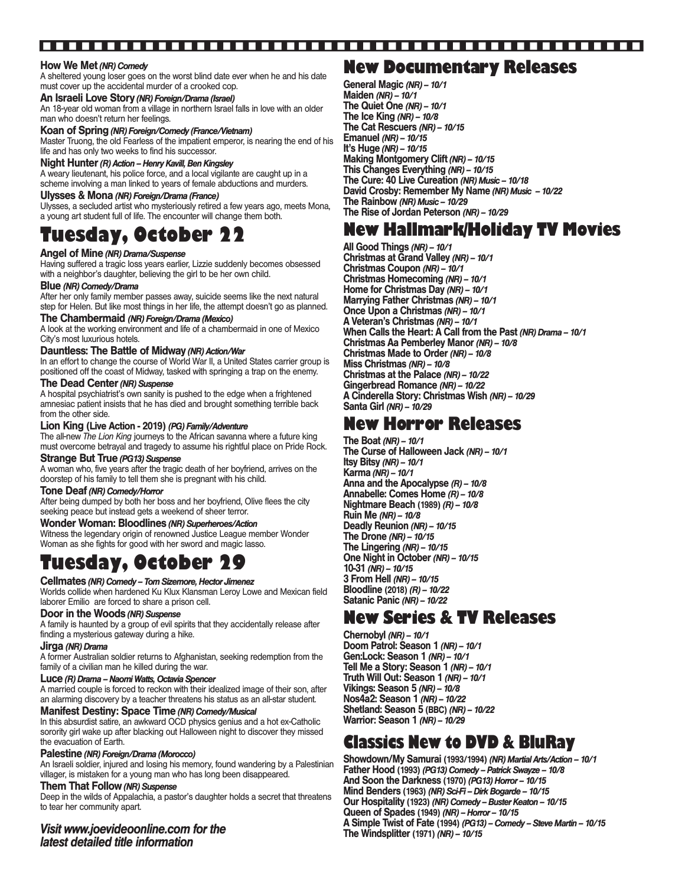**How We Met** *(NR) Comedy*
A sheltered young loser goes on the worst blind date ever when he and his date must cover up the accidental murder of a crooked cop.

**An Israeli Love Story** *(NR) Foreign/Drama (Israel)*
An 18-year old woman from a village in northern Israel falls in love with an older man who doesn't return her feelings.

**Koan of Spring** *(NR) Foreign/Comedy (France/Vietnam)*
Master Truong, the old Fearless of the impatient emperor, is nearing the end of his life and has only two weeks to find his successor.

**Night Hunter** *(R) Action – Henry Kavill, Ben Kingsley*
A weary lieutenant, his police force, and a local vigilante are caught up in a scheme involving a man linked to years of female abductions and murders.

**Ulysses & Mona** *(NR) Foreign/Drama (France)*
Ulysses, a secluded artist who mysteriously retired a few years ago, meets Mona, a young art student full of life. The encounter will change them both.

# Tuesday, October 22

**Angel of Mine** *(NR) Drama/Suspense*
Having suffered a tragic loss years earlier, Lizzie suddenly becomes obsessed with a neighbor's daughter, believing the girl to be her own child.

**Blue** *(NR) Comedy/Drama*
After her only family member passes away, suicide seems like the next natural step for Helen. But like most things in her life, the attempt doesn't go as planned.

**The Chambermaid** *(NR) Foreign/Drama (Mexico)*
A look at the working environment and life of a chambermaid in one of Mexico City's most luxurious hotels.

**Dauntless: The Battle of Midway** *(NR) Action/War*
In an effort to change the course of World War II, a United States carrier group is positioned off the coast of Midway, tasked with springing a trap on the enemy.

**The Dead Center** *(NR) Suspense*
A hospital psychiatrist's own sanity is pushed to the edge when a frightened amnesiac patient insists that he has died and brought something terrible back from the other side.

**Lion King (Live Action - 2019)** *(PG) Family/Adventure*
The all-new *The Lion King* journeys to the African savanna where a future king must overcome betrayal and tragedy to assume his rightful place on Pride Rock.

**Strange But True** *(PG13) Suspense*
A woman who, five years after the tragic death of her boyfriend, arrives on the doorstep of his family to tell them she is pregnant with his child.

**Tone Deaf** *(NR) Comedy/Horror*
After being dumped by both her boss and her boyfriend, Olive flees the city seeking peace but instead gets a weekend of sheer terror.

**Wonder Woman: Bloodlines** *(NR) Superheroes/Action*
Witness the legendary origin of renowned Justice League member Wonder Woman as she fights for good with her sword and magic lasso.

# Tuesday, October 29

**Cellmates** *(NR) Comedy – Tom Sizemore, Hector Jimenez*
Worlds collide when hardened Ku Klux Klansman Leroy Lowe and Mexican field laborer Emilio are forced to share a prison cell.

**Door in the Woods** *(NR) Suspense*
A family is haunted by a group of evil spirits that they accidentally release after finding a mysterious gateway during a hike.

**Jirga** *(NR) Drama*
A former Australian soldier returns to Afghanistan, seeking redemption from the family of a civilian man he killed during the war.

**Luce** *(R) Drama – Naomi Watts, Octavia Spencer*
A married couple is forced to reckon with their idealized image of their son, after an alarming discovery by a teacher threatens his status as an all-star student.

**Manifest Destiny: Space Time** *(NR) Comedy/Musical*
In this absurdist satire, an awkward OCD physics genius and a hot ex-Catholic sorority girl wake up after blacking out Halloween night to discover they missed the evacuation of Earth.

**Palestine** *(NR) Foreign/Drama (Morocco)*
An Israeli soldier, injured and losing his memory, found wandering by a Palestinian villager, is mistaken for a young man who has long been disappeared.

**Them That Follow** *(NR) Suspense*
Deep in the wilds of Appalachia, a pastor's daughter holds a secret that threatens to tear her community apart.

***Visit www.joevideoonline.com for the latest detailed title information***

# New Documentary Releases

**General Magic** *(NR) – 10/1*
**Maiden** *(NR) – 10/1*
**The Quiet One** *(NR) – 10/1*
**The Ice King** *(NR) – 10/8*
**The Cat Rescuers** *(NR) – 10/15*
**Emanuel** *(NR) – 10/15*
**It's Huge** *(NR) – 10/15*
**Making Montgomery Clift** *(NR) – 10/15*
**This Changes Everything** *(NR) – 10/15*
**The Cure: 40 Live Cureation** *(NR) Music – 10/18*
**David Crosby: Remember My Name** *(NR) Music – 10/22*
**The Rainbow** *(NR) Music – 10/29*
**The Rise of Jordan Peterson** *(NR) – 10/29*

# New Hallmark/Holiday TV Movies

**All Good Things** *(NR) – 10/1*
**Christmas at Grand Valley** *(NR) – 10/1*
**Christmas Coupon** *(NR) – 10/1*
**Christmas Homecoming** *(NR) – 10/1*
**Home for Christmas Day** *(NR) – 10/1*
**Marrying Father Christmas** *(NR) – 10/1*
**Once Upon a Christmas** *(NR) – 10/1*
**A Veteran's Christmas** *(NR) – 10/1*
**When Calls the Heart: A Call from the Past** *(NR) Drama – 10/1*
**Christmas Aa Pemberley Manor** *(NR) – 10/8*
**Christmas Made to Order** *(NR) – 10/8*
**Miss Christmas** *(NR) – 10/8*
**Christmas at the Palace** *(NR) – 10/22*
**Gingerbread Romance** *(NR) – 10/22*
**A Cinderella Story: Christmas Wish** *(NR) – 10/29*
**Santa Girl** *(NR) – 10/29*

# New Horror Releases

**The Boat** *(NR) – 10/1*
**The Curse of Halloween Jack** *(NR) – 10/1*
**Itsy Bitsy** *(NR) – 10/1*
**Karma** *(NR) – 10/1*
**Anna and the Apocalypse** *(R) – 10/8*
**Annabelle: Comes Home** *(R) – 10/8*
**Nightmare Beach (1989)** *(R) – 10/8*
**Ruin Me** *(NR) – 10/8*
**Deadly Reunion** *(NR) – 10/15*
**The Drone** *(NR) – 10/15*
**The Lingering** *(NR) – 10/15*
**One Night in October** *(NR) – 10/15*
**10-31** *(NR) – 10/15*
**3 From Hell** *(NR) – 10/15*
**Bloodline (2018)** *(R) – 10/22*
**Satanic Panic** *(NR) – 10/22*

# New Series & TV Releases

**Chernobyl** *(NR) – 10/1*
**Doom Patrol: Season 1** *(NR) – 10/1*
**Gen:Lock: Season 1** *(NR) – 10/1*
**Tell Me a Story: Season 1** *(NR) – 10/1*
**Truth Will Out: Season 1** *(NR) – 10/1*
**Vikings: Season 5** *(NR) – 10/8*
**Nos4a2: Season 1** *(NR) – 10/22*
**Shetland: Season 5 (BBC)** *(NR) – 10/22*
**Warrior: Season 1** *(NR) – 10/29*

# Classics New to DVD & BluRay

**Showdown/My Samurai (1993/1994)** *(NR) Martial Arts/Action – 10/1*
**Father Hood (1993)** *(PG13) Comedy – Patrick Swayze – 10/8*
**And Soon the Darkness (1970)** *(PG13) Horror – 10/15*
**Mind Benders (1963)** *(NR) Sci-Fi – Dirk Bogarde – 10/15*
**Our Hospitality (1923)** *(NR) Comedy – Buster Keaton – 10/15*
**Queen of Spades (1949)** *(NR) – Horror – 10/15*
**A Simple Twist of Fate (1994)** *(PG13) – Comedy – Steve Martin – 10/15*
**The Windsplitter (1971)** *(NR) – 10/15*